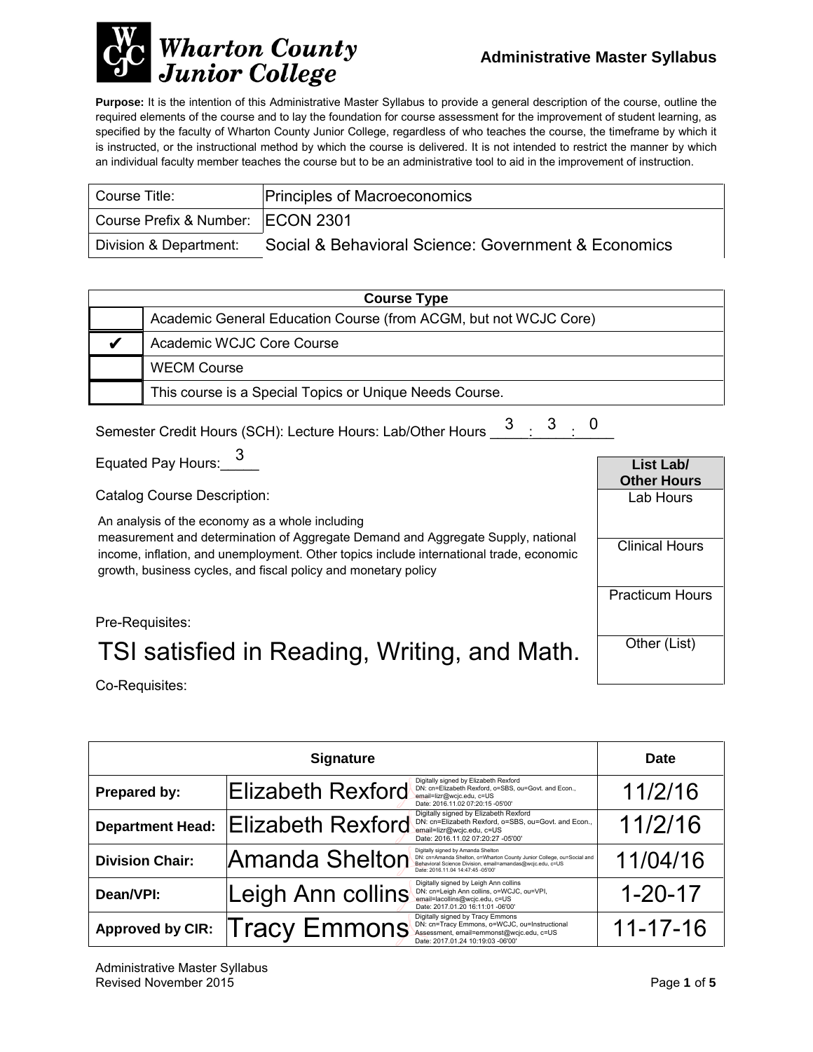# Wharton County Junior College

## Administrative Master Syllabus

**Purpose:** It is the intention of this Administrative Master Syllabus to provide a general description of the course, outline the required elements of the course and to lay the foundation for course assessment for the improvement of student learning, as specified by the faculty of Wharton County Junior College, regardless of who teaches the course, the timeframe by which it is instructed, or the instructional method by which the course is delivered. It is not intended to restrict the manner by which an individual faculty member teaches the course but to be an administrative tool to aid in the improvement of instruction.

| | |
|---|---|
| Course Title: | Principles of Macroeconomics |
| Course Prefix & Number: | ECON 2301 |
| Division & Department: | Social & Behavioral Science: Government & Economics |

| Course Type | |
|---|---|
| | Academic General Education Course (from ACGM, but not WCJC Core) |
| ✔ | Academic WCJC Core Course |
| | WECM Course |
| | This course is a Special Topics or Unique Needs Course. |

Semester Credit Hours (SCH): Lecture Hours: Lab/Other Hours 3 : 3 : 0

Equated Pay Hours: 3

| List Lab/ Other Hours |
|---|
| Lab Hours |
| Clinical Hours |
| Practicum Hours |
| Other (List) |

Catalog Course Description:

An analysis of the economy as a whole including measurement and determination of Aggregate Demand and Aggregate Supply, national income, inflation, and unemployment. Other topics include international trade, economic growth, business cycles, and fiscal policy and monetary policy

Pre-Requisites:

TSI satisfied in Reading, Writing, and Math.

Co-Requisites:

| | Signature | Date |
|---|---|---|
| **Prepared by:** | Elizabeth Rexford (Digitally signed by Elizabeth Rexford DN: cn=Elizabeth Rexford, o=SBS, ou=Govt. and Econ., email=lizr@wcjc.edu, c=US Date: 2016.11.02 07:20:15 -05'00') | 11/2/16 |
| **Department Head:** | Elizabeth Rexford (Digitally signed by Elizabeth Rexford DN: cn=Elizabeth Rexford, o=SBS, ou=Govt. and Econ., email=lizr@wcjc.edu, c=US Date: 2016.11.02 07:20:27 -05'00') | 11/2/16 |
| **Division Chair:** | Amanda Shelton (Digitally signed by Amanda Shelton DN: cn=Amanda Shelton, o=Wharton County Junior College, ou=Social and Behavioral Science Division, email=amandas@wcjc.edu, c=US Date: 2016.11.04 14:47:45 -05'00') | 11/04/16 |
| **Dean/VPI:** | Leigh Ann collins (Digitally signed by Leigh Ann collins DN: cn=Leigh Ann collins, o=WCJC, ou=VPI, email=lacollins@wcjc.edu, c=US Date: 2017.01.20 16:11:01 -06'00') | 1-20-17 |
| **Approved by CIR:** | Tracy Emmons (Digitally signed by Tracy Emmons DN: cn=Tracy Emmons, o=WCJC, ou=Instructional Assessment, email=emmonst@wcjc.edu, c=US Date: 2017.01.24 10:19:03 -06'00') | 11-17-16 |

Administrative Master Syllabus
Revised November 2015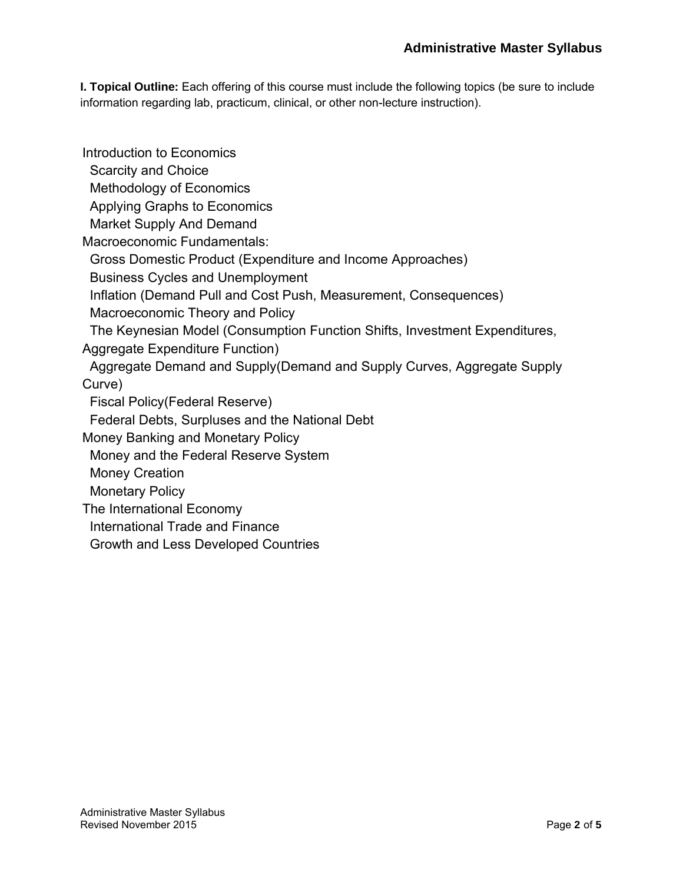**I. Topical Outline:** Each offering of this course must include the following topics (be sure to include information regarding lab, practicum, clinical, or other non-lecture instruction).

- Introduction to Economics
  - Scarcity and Choice
  - Methodology of Economics
  - Applying Graphs to Economics
  - Market Supply And Demand
- Macroeconomic Fundamentals:
  - Gross Domestic Product (Expenditure and Income Approaches)
  - Business Cycles and Unemployment
  - Inflation (Demand Pull and Cost Push, Measurement, Consequences)
  - Macroeconomic Theory and Policy
  - The Keynesian Model (Consumption Function Shifts, Investment Expenditures, Aggregate Expenditure Function)
  - Aggregate Demand and Supply(Demand and Supply Curves, Aggregate Supply Curve)
  - Fiscal Policy(Federal Reserve)
  - Federal Debts, Surpluses and the National Debt
- Money Banking and Monetary Policy
  - Money and the Federal Reserve System
  - Money Creation
  - Monetary Policy
- The International Economy
  - International Trade and Finance
  - Growth and Less Developed Countries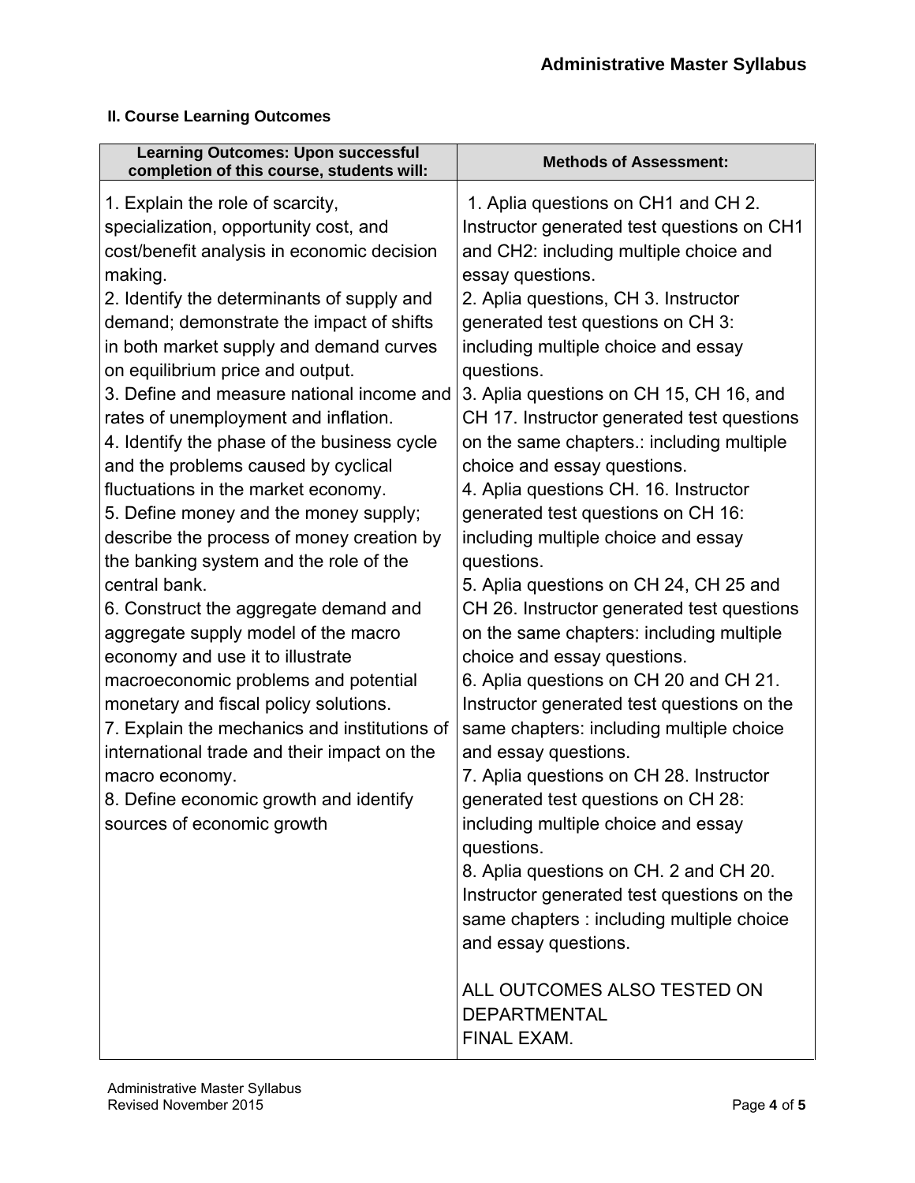### II. Course Learning Outcomes

| Learning Outcomes: Upon successful completion of this course, students will: | Methods of Assessment: |
| --- | --- |
| 1. Explain the role of scarcity, specialization, opportunity cost, and cost/benefit analysis in economic decision making. | 1. Aplia questions on CH1 and CH 2. Instructor generated test questions on CH1 and CH2: including multiple choice and essay questions. |
| 2. Identify the determinants of supply and demand; demonstrate the impact of shifts in both market supply and demand curves on equilibrium price and output. | 2. Aplia questions, CH 3. Instructor generated test questions on CH 3: including multiple choice and essay questions. |
| 3. Define and measure national income and rates of unemployment and inflation. | 3. Aplia questions on CH 15, CH 16, and CH 17. Instructor generated test questions on the same chapters.: including multiple choice and essay questions. |
| 4. Identify the phase of the business cycle and the problems caused by cyclical fluctuations in the market economy. | 4. Aplia questions CH. 16. Instructor generated test questions on CH 16: including multiple choice and essay questions. |
| 5. Define money and the money supply; describe the process of money creation by the banking system and the role of the central bank. | 5. Aplia questions on CH 24, CH 25 and CH 26. Instructor generated test questions on the same chapters: including multiple choice and essay questions. |
| 6. Construct the aggregate demand and aggregate supply model of the macro economy and use it to illustrate macroeconomic problems and potential monetary and fiscal policy solutions. | 6. Aplia questions on CH 20 and CH 21. Instructor generated test questions on the same chapters: including multiple choice and essay questions. |
| 7. Explain the mechanics and institutions of international trade and their impact on the macro economy. | 7. Aplia questions on CH 28. Instructor generated test questions on CH 28: including multiple choice and essay questions. |
| 8. Define economic growth and identify sources of economic growth | 8. Aplia questions on CH. 2 and CH 20. Instructor generated test questions on the same chapters : including multiple choice and essay questions. |
| | ALL OUTCOMES ALSO TESTED ON DEPARTMENTAL FINAL EXAM. |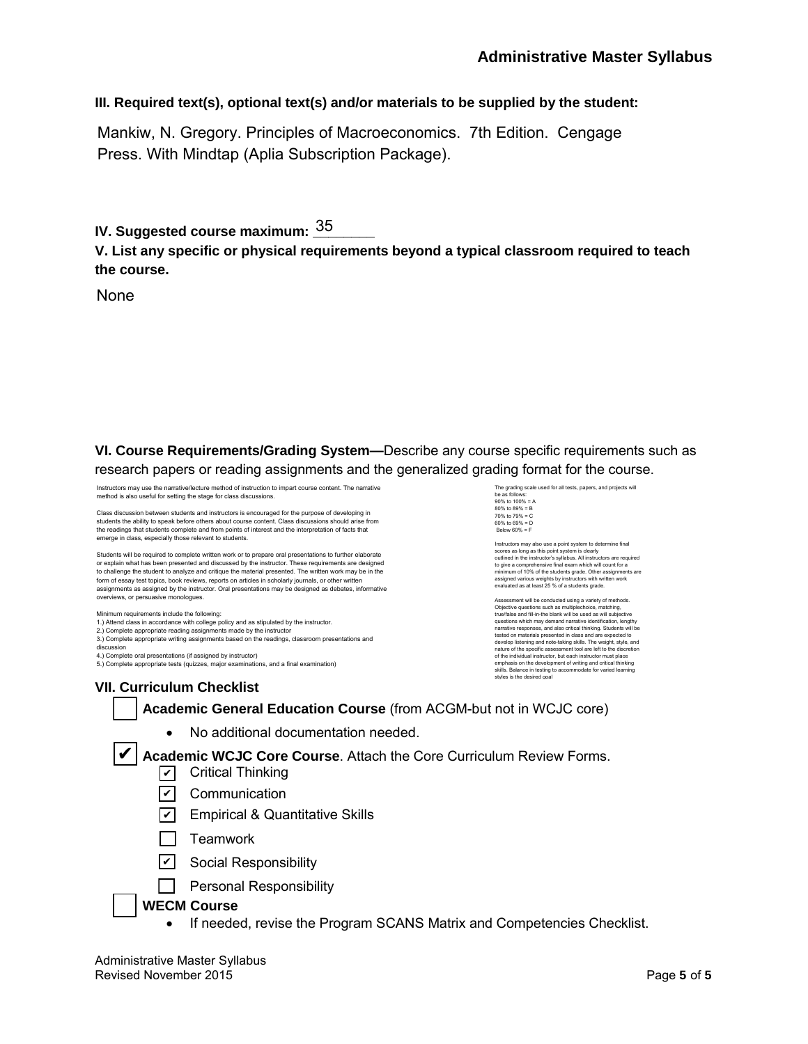**III. Required text(s), optional text(s) and/or materials to be supplied by the student:**

Mankiw, N. Gregory. Principles of Macroeconomics. 7th Edition. Cengage Press. With Mindtap (Aplia Subscription Package).

**IV. Suggested course maximum:** 35

**V. List any specific or physical requirements beyond a typical classroom required to teach the course.**

None

**VI. Course Requirements/Grading System—**Describe any course specific requirements such as research papers or reading assignments and the generalized grading format for the course.

Instructors may use the narrative/lecture method of instruction to impart course content. The narrative method is also useful for setting the stage for class discussions.

Class discussion between students and instructors is encouraged for the purpose of developing in students the ability to speak before others about course content. Class discussions should arise from the readings that students complete and from points of interest and the interpretation of facts that emerge in class, especially those relevant to students.

Students will be required to complete written work or to prepare oral presentations to further elaborate or explain what has been presented and discussed by the instructor. These requirements are designed to challenge the student to analyze and critique the material presented. The written work may be in the form of essay test topics, book reviews, reports on articles in scholarly journals, or other written assignments as assigned by the instructor. Oral presentations may be designed as debates, informative overviews, or persuasive monologues.

Minimum requirements include the following:
1.) Attend class in accordance with college policy and as stipulated by the instructor.
2.) Complete appropriate reading assignments made by the instructor
3.) Complete appropriate writing assignments based on the readings, classroom presentations and discussion
4.) Complete oral presentations (if assigned by instructor)
5.) Complete appropriate tests (quizzes, major examinations, and a final examination)

The grading scale used for all tests, papers, and projects will be as follows:
90% to 100% = A
80% to 89% = B
70% to 79% = C
60% to 69% = D
Below 60% = F

Instructors may also use a point system to determine final scores as long as this point system is clearly outlined in the instructor's syllabus. All instructors are required to give a comprehensive final exam which will count for a minimum of 10% of the students grade. Other assignments are assigned various weights by instructors with written work evaluated as at least 25 % of a students grade.

Assessment will be conducted using a variety of methods. Objective questions such as multiplechoice, matching, true/false and fill-in-the blank will be used as will subjective questions which may demand narrative identification, lengthy narrative responses, and also critical thinking. Students will be tested on materials presented in class and are expected to develop listening and note-taking skills. The weight, style, and nature of the specific assessment tool are left to the discretion of the individual instructor, but each instructor must place emphasis on the development of writing and critical thinking skills. Balance in testing to accommodate for varied learning styles is the desired goal

**VII. Curriculum Checklist**

- ☐ **Academic General Education Course** (from ACGM-but not in WCJC core)
  - No additional documentation needed.
- ☑ **Academic WCJC Core Course**. Attach the Core Curriculum Review Forms.
  - ☑ Critical Thinking
  - ☑ Communication
  - ☑ Empirical & Quantitative Skills
  - ☐ Teamwork
  - ☑ Social Responsibility
  - ☐ Personal Responsibility
- ☐ **WECM Course**
  - If needed, revise the Program SCANS Matrix and Competencies Checklist.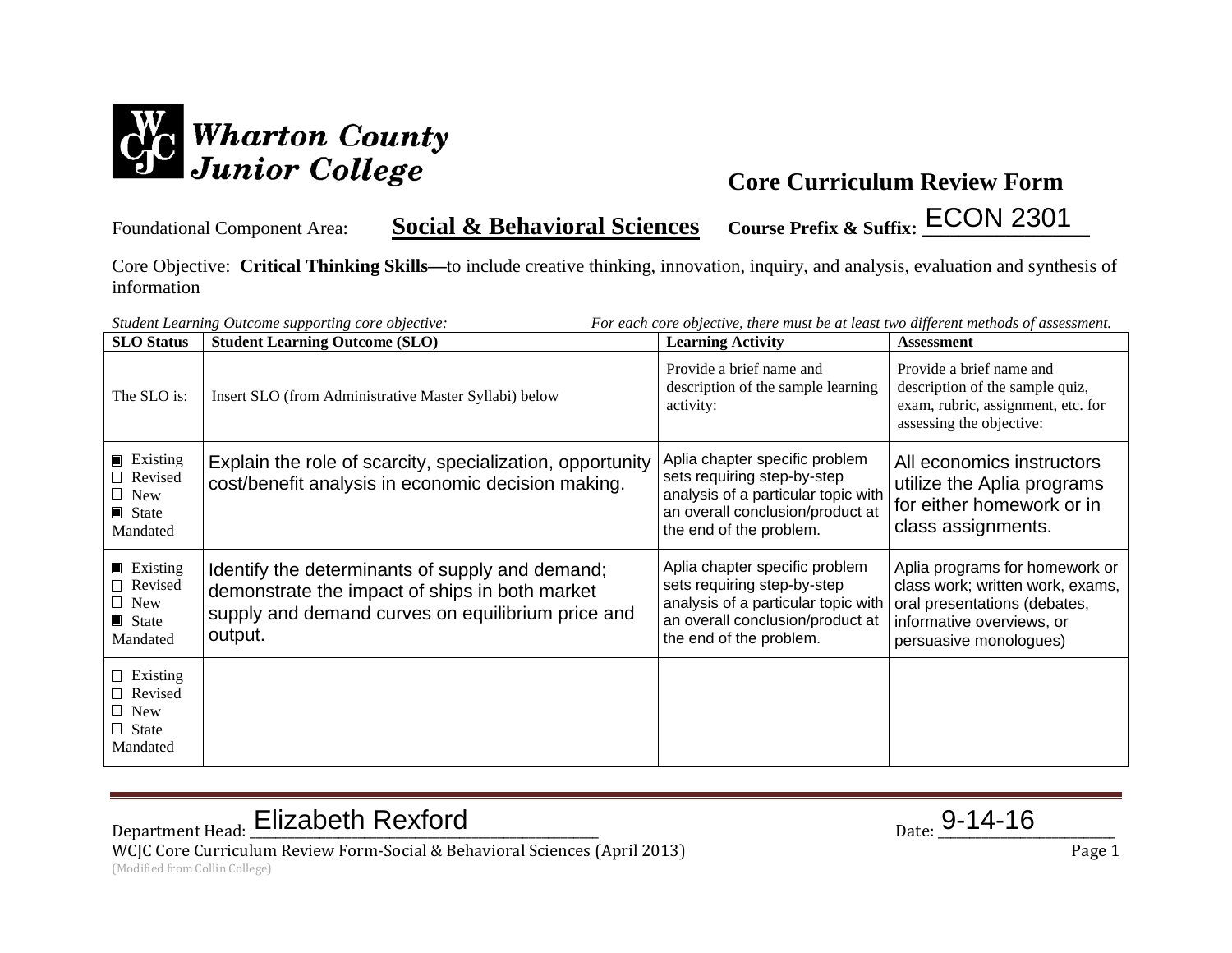Wharton County Junior College

## Core Curriculum Review Form

Foundational Component Area: **Social & Behavioral Sciences** **Course Prefix & Suffix:** ECON 2301

Core Objective: **Critical Thinking Skills—**to include creative thinking, innovation, inquiry, and analysis, evaluation and synthesis of information

*Student Learning Outcome supporting core objective:* *For each core objective, there must be at least two different methods of assessment.*

| SLO Status | Student Learning Outcome (SLO) | Learning Activity | Assessment |
|---|---|---|---|
| The SLO is: | Insert SLO (from Administrative Master Syllabi) below | Provide a brief name and description of the sample learning activity: | Provide a brief name and description of the sample quiz, exam, rubric, assignment, etc. for assessing the objective: |
| ■ Existing ☐ Revised ☐ New ■ State Mandated | Explain the role of scarcity, specialization, opportunity cost/benefit analysis in economic decision making. | Aplia chapter specific problem sets requiring step-by-step analysis of a particular topic with an overall conclusion/product at the end of the problem. | All economics instructors utilize the Aplia programs for either homework or in class assignments. |
| ■ Existing ☐ Revised ☐ New ■ State Mandated | Identify the determinants of supply and demand; demonstrate the impact of ships in both market supply and demand curves on equilibrium price and output. | Aplia chapter specific problem sets requiring step-by-step analysis of a particular topic with an overall conclusion/product at the end of the problem. | Aplia programs for homework or class work; written work, exams, oral presentations (debates, informative overviews, or persuasive monologues) |
| ☐ Existing ☐ Revised ☐ New ☐ State Mandated | | | |

Department Head: Elizabeth Rexford Date: 9-14-16

WCJC Core Curriculum Review Form-Social & Behavioral Sciences (April 2013)
(Modified from Collin College)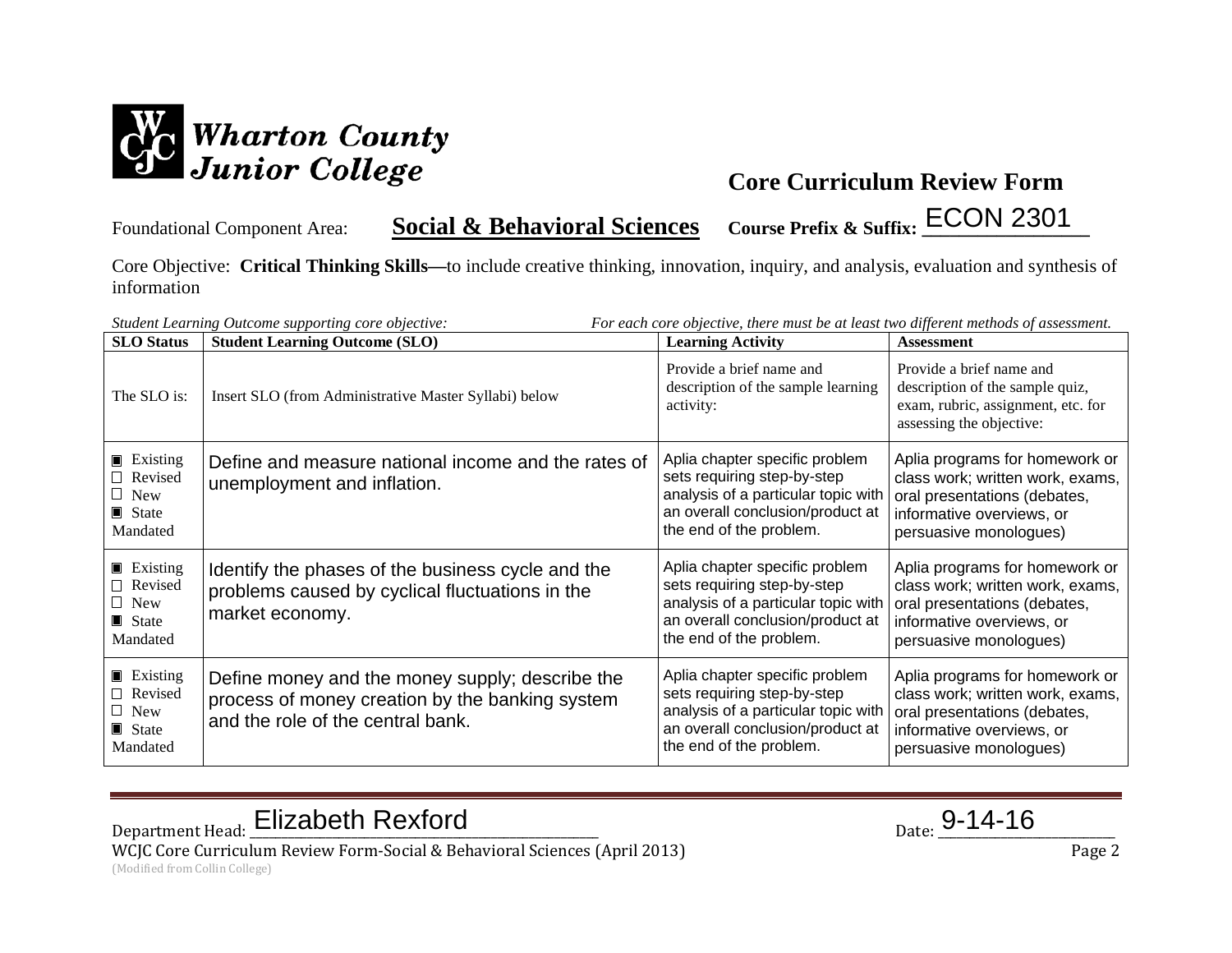Wharton County Junior College

# Core Curriculum Review Form

Foundational Component Area: **Social & Behavioral Sciences** **Course Prefix & Suffix:** ECON 2301

Core Objective: **Critical Thinking Skills—**to include creative thinking, innovation, inquiry, and analysis, evaluation and synthesis of information

*Student Learning Outcome supporting core objective:* *For each core objective, there must be at least two different methods of assessment.*

| SLO Status | Student Learning Outcome (SLO) | Learning Activity | Assessment |
|---|---|---|---|
| The SLO is: | Insert SLO (from Administrative Master Syllabi) below | Provide a brief name and description of the sample learning activity: | Provide a brief name and description of the sample quiz, exam, rubric, assignment, etc. for assessing the objective: |
| ▣ Existing ☐ Revised ☐ New ▣ State Mandated | Define and measure national income and the rates of unemployment and inflation. | Aplia chapter specific problem sets requiring step-by-step analysis of a particular topic with an overall conclusion/product at the end of the problem. | Aplia programs for homework or class work; written work, exams, oral presentations (debates, informative overviews, or persuasive monologues) |
| ▣ Existing ☐ Revised ☐ New ▣ State Mandated | Identify the phases of the business cycle and the problems caused by cyclical fluctuations in the market economy. | Aplia chapter specific problem sets requiring step-by-step analysis of a particular topic with an overall conclusion/product at the end of the problem. | Aplia programs for homework or class work; written work, exams, oral presentations (debates, informative overviews, or persuasive monologues) |
| ▣ Existing ☐ Revised ☐ New ▣ State Mandated | Define money and the money supply; describe the process of money creation by the banking system and the role of the central bank. | Aplia chapter specific problem sets requiring step-by-step analysis of a particular topic with an overall conclusion/product at the end of the problem. | Aplia programs for homework or class work; written work, exams, oral presentations (debates, informative overviews, or persuasive monologues) |

Department Head: Elizabeth Rexford Date: 9-14-16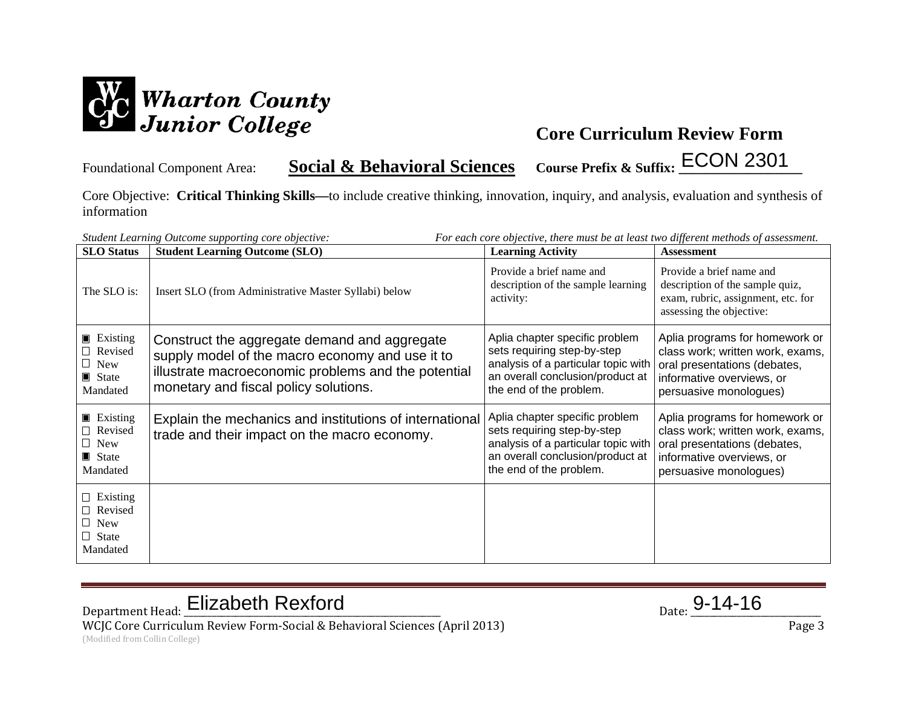Wharton County Junior College

# Core Curriculum Review Form

Foundational Component Area: **Social & Behavioral Sciences** **Course Prefix & Suffix:** ECON 2301

Core Objective: **Critical Thinking Skills—**to include creative thinking, innovation, inquiry, and analysis, evaluation and synthesis of information

*Student Learning Outcome supporting core objective:* *For each core objective, there must be at least two different methods of assessment.*

| SLO Status | Student Learning Outcome (SLO) | Learning Activity | Assessment |
|---|---|---|---|
| The SLO is: | Insert SLO (from Administrative Master Syllabi) below | Provide a brief name and description of the sample learning activity: | Provide a brief name and description of the sample quiz, exam, rubric, assignment, etc. for assessing the objective: |
| ▣ Existing<br>☐ Revised<br>☐ New<br>▣ State Mandated | Construct the aggregate demand and aggregate supply model of the macro economy and use it to illustrate macroeconomic problems and the potential monetary and fiscal policy solutions. | Aplia chapter specific problem sets requiring step-by-step analysis of a particular topic with an overall conclusion/product at the end of the problem. | Aplia programs for homework or class work; written work, exams, oral presentations (debates, informative overviews, or persuasive monologues) |
| ▣ Existing<br>☐ Revised<br>☐ New<br>▣ State Mandated | Explain the mechanics and institutions of international trade and their impact on the macro economy. | Aplia chapter specific problem sets requiring step-by-step analysis of a particular topic with an overall conclusion/product at the end of the problem. | Aplia programs for homework or class work; written work, exams, oral presentations (debates, informative overviews, or persuasive monologues) |
| ☐ Existing<br>☐ Revised<br>☐ New<br>☐ State Mandated | | | |

Department Head: Elizabeth Rexford Date: 9-14-16

WCJC Core Curriculum Review Form-Social & Behavioral Sciences (April 2013)
(Modified from Collin College)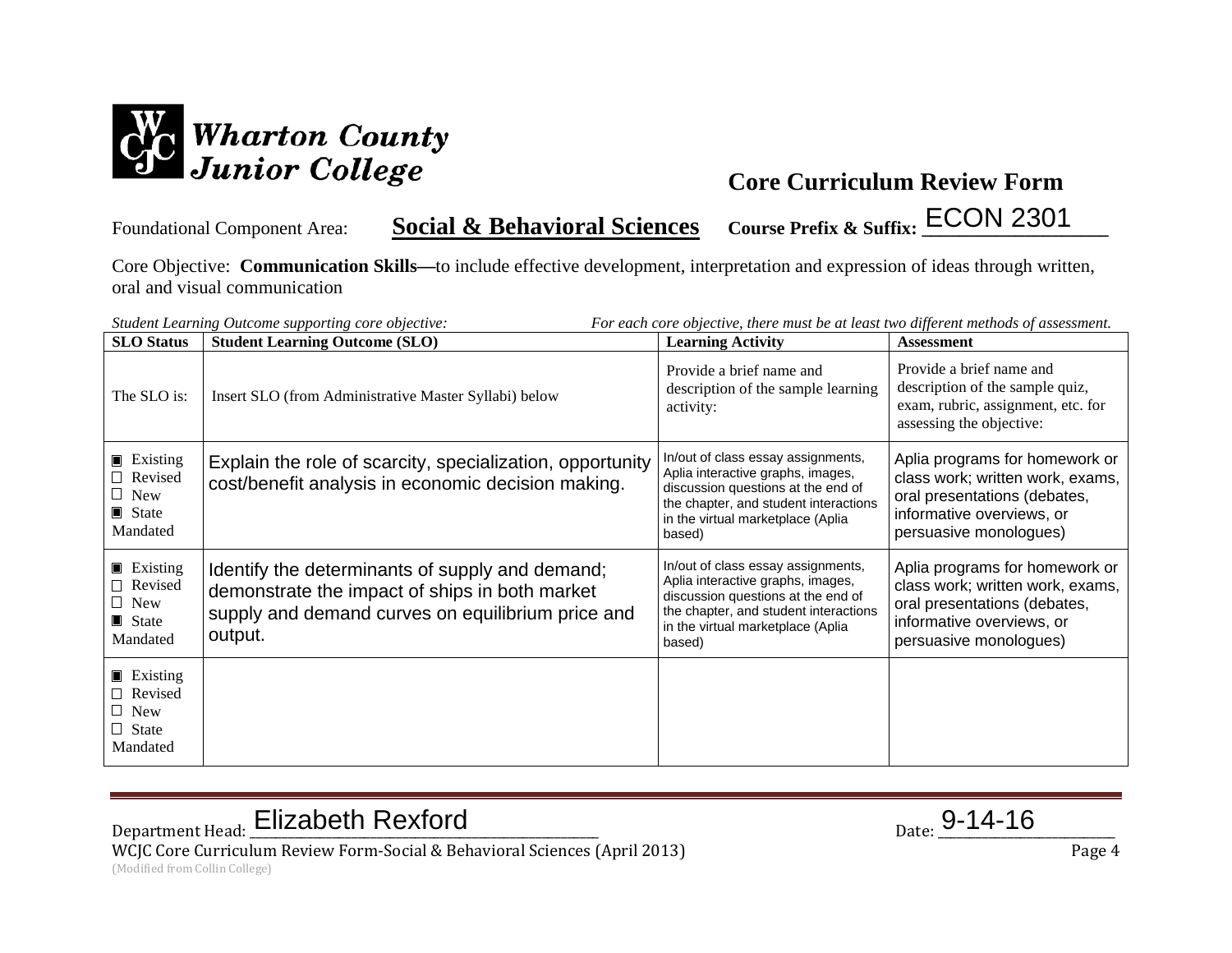Wharton County Junior College

## Core Curriculum Review Form

Foundational Component Area: **Social & Behavioral Sciences** **Course Prefix & Suffix:** ECON 2301

Core Objective: **Communication Skills—**to include effective development, interpretation and expression of ideas through written, oral and visual communication

*Student Learning Outcome supporting core objective:* *For each core objective, there must be at least two different methods of assessment.*

| SLO Status | Student Learning Outcome (SLO) | Learning Activity | Assessment |
|---|---|---|---|
| The SLO is: | Insert SLO (from Administrative Master Syllabi) below | Provide a brief name and description of the sample learning activity: | Provide a brief name and description of the sample quiz, exam, rubric, assignment, etc. for assessing the objective: |
| ▣ Existing<br>☐ Revised<br>☐ New<br>▣ State Mandated | Explain the role of scarcity, specialization, opportunity cost/benefit analysis in economic decision making. | In/out of class essay assignments, Aplia interactive graphs, images, discussion questions at the end of the chapter, and student interactions in the virtual marketplace (Aplia based) | Aplia programs for homework or class work; written work, exams, oral presentations (debates, informative overviews, or persuasive monologues) |
| ▣ Existing<br>☐ Revised<br>☐ New<br>▣ State Mandated | Identify the determinants of supply and demand; demonstrate the impact of ships in both market supply and demand curves on equilibrium price and output. | In/out of class essay assignments, Aplia interactive graphs, images, discussion questions at the end of the chapter, and student interactions in the virtual marketplace (Aplia based) | Aplia programs for homework or class work; written work, exams, oral presentations (debates, informative overviews, or persuasive monologues) |
| ▣ Existing<br>☐ Revised<br>☐ New<br>☐ State Mandated | | | |

Department Head: Elizabeth Rexford Date: 9-14-16

WCJC Core Curriculum Review Form-Social & Behavioral Sciences (April 2013)
(Modified from Collin College)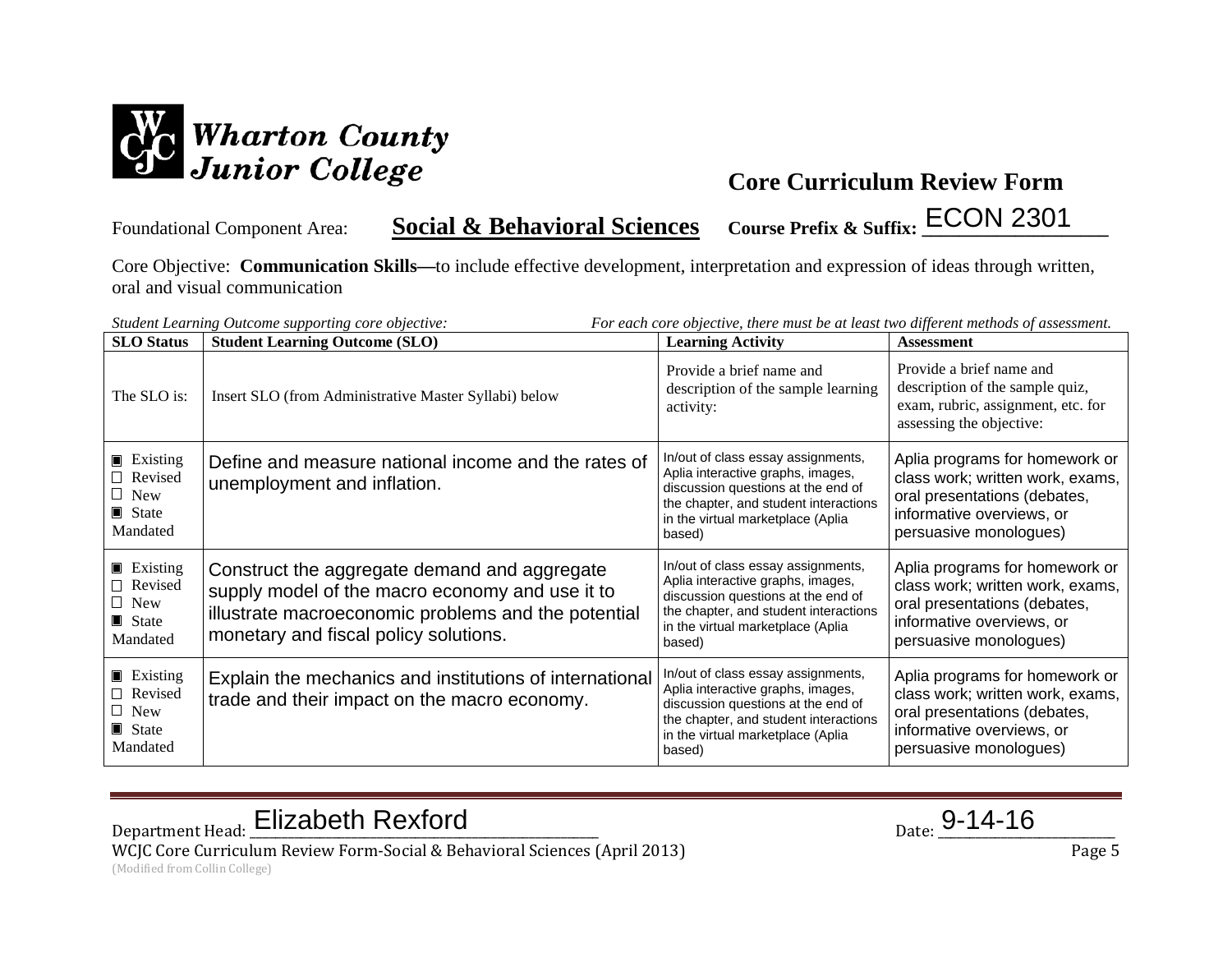Wharton County Junior College

## Core Curriculum Review Form

Foundational Component Area: **Social & Behavioral Sciences** **Course Prefix & Suffix:** ECON 2301

Core Objective: **Communication Skills—**to include effective development, interpretation and expression of ideas through written, oral and visual communication

*Student Learning Outcome supporting core objective:* *For each core objective, there must be at least two different methods of assessment.*

| SLO Status | Student Learning Outcome (SLO) | Learning Activity | Assessment |
|---|---|---|---|
| The SLO is: | Insert SLO (from Administrative Master Syllabi) below | Provide a brief name and description of the sample learning activity: | Provide a brief name and description of the sample quiz, exam, rubric, assignment, etc. for assessing the objective: |
| ☒ Existing ☐ Revised ☐ New ☒ State Mandated | Define and measure national income and the rates of unemployment and inflation. | In/out of class essay assignments, Aplia interactive graphs, images, discussion questions at the end of the chapter, and student interactions in the virtual marketplace (Aplia based) | Aplia programs for homework or class work; written work, exams, oral presentations (debates, informative overviews, or persuasive monologues) |
| ☒ Existing ☐ Revised ☐ New ☒ State Mandated | Construct the aggregate demand and aggregate supply model of the macro economy and use it to illustrate macroeconomic problems and the potential monetary and fiscal policy solutions. | In/out of class essay assignments, Aplia interactive graphs, images, discussion questions at the end of the chapter, and student interactions in the virtual marketplace (Aplia based) | Aplia programs for homework or class work; written work, exams, oral presentations (debates, informative overviews, or persuasive monologues) |
| ☒ Existing ☐ Revised ☐ New ☒ State Mandated | Explain the mechanics and institutions of international trade and their impact on the macro economy. | In/out of class essay assignments, Aplia interactive graphs, images, discussion questions at the end of the chapter, and student interactions in the virtual marketplace (Aplia based) | Aplia programs for homework or class work; written work, exams, oral presentations (debates, informative overviews, or persuasive monologues) |

Department Head: Elizabeth Rexford Date: 9-14-16

WCJC Core Curriculum Review Form-Social & Behavioral Sciences (April 2013)
(Modified from Collin College)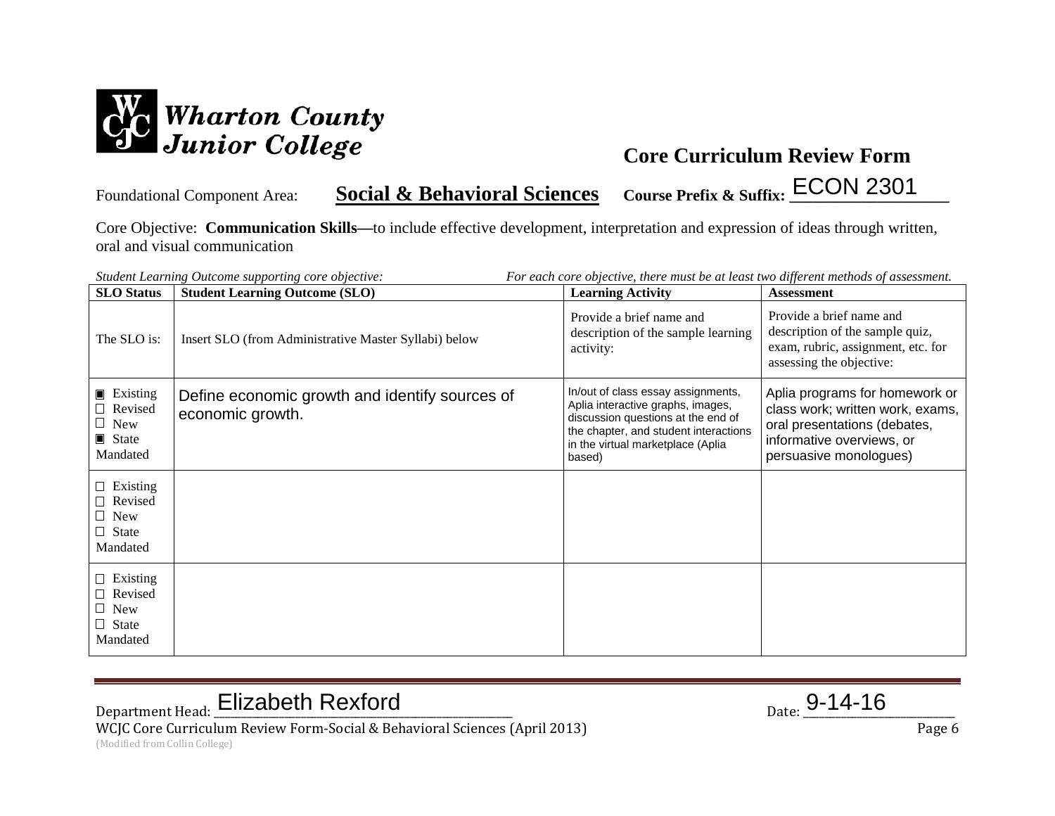Wharton County Junior College

## Core Curriculum Review Form

Foundational Component Area: **Social & Behavioral Sciences** **Course Prefix & Suffix:** ECON 2301

Core Objective: **Communication Skills—**to include effective development, interpretation and expression of ideas through written, oral and visual communication

*Student Learning Outcome supporting core objective:* *For each core objective, there must be at least two different methods of assessment.*

| SLO Status | Student Learning Outcome (SLO) | Learning Activity | Assessment |
|---|---|---|---|
| The SLO is: | Insert SLO (from Administrative Master Syllabi) below | Provide a brief name and description of the sample learning activity: | Provide a brief name and description of the sample quiz, exam, rubric, assignment, etc. for assessing the objective: |
| ▣ Existing ☐ Revised ☐ New ▣ State Mandated | Define economic growth and identify sources of economic growth. | In/out of class essay assignments, Aplia interactive graphs, images, discussion questions at the end of the chapter, and student interactions in the virtual marketplace (Aplia based) | Aplia programs for homework or class work; written work, exams, oral presentations (debates, informative overviews, or persuasive monologues) |
| ☐ Existing ☐ Revised ☐ New ☐ State Mandated | | | |
| ☐ Existing ☐ Revised ☐ New ☐ State Mandated | | | |

Department Head: Elizabeth Rexford Date: 9-14-16

WCJC Core Curriculum Review Form-Social & Behavioral Sciences (April 2013)
(Modified from Collin College)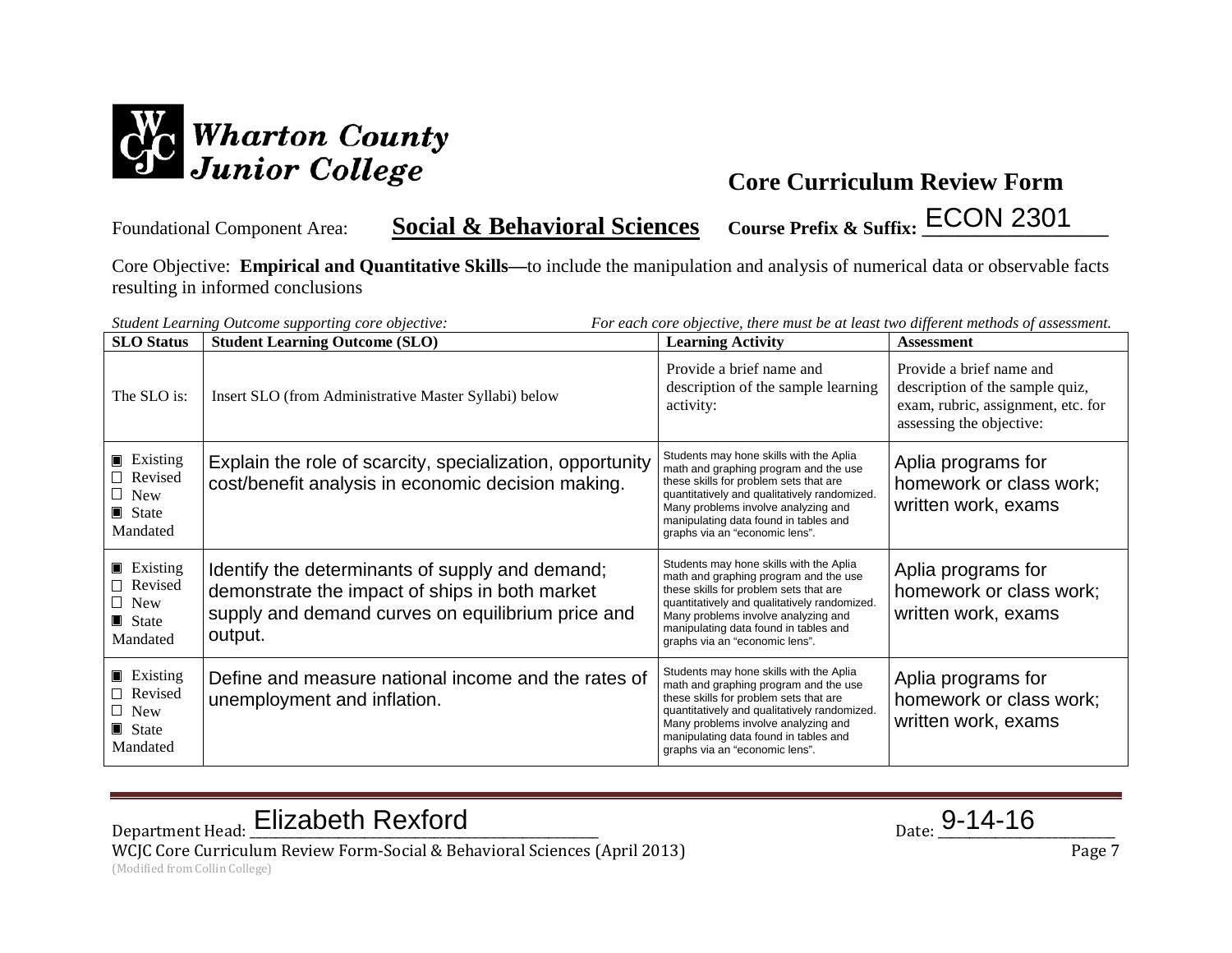Wharton County Junior College

## Core Curriculum Review Form

Foundational Component Area: **Social & Behavioral Sciences** **Course Prefix & Suffix:** ECON 2301

Core Objective: **Empirical and Quantitative Skills—**to include the manipulation and analysis of numerical data or observable facts resulting in informed conclusions

*Student Learning Outcome supporting core objective:* *For each core objective, there must be at least two different methods of assessment.*

| SLO Status | Student Learning Outcome (SLO) | Learning Activity | Assessment |
|---|---|---|---|
| The SLO is: | Insert SLO (from Administrative Master Syllabi) below | Provide a brief name and description of the sample learning activity: | Provide a brief name and description of the sample quiz, exam, rubric, assignment, etc. for assessing the objective: |
| ■ Existing ☐ Revised ☐ New ■ State Mandated | Explain the role of scarcity, specialization, opportunity cost/benefit analysis in economic decision making. | Students may hone skills with the Aplia math and graphing program and the use these skills for problem sets that are quantitatively and qualitatively randomized. Many problems involve analyzing and manipulating data found in tables and graphs via an "economic lens". | Aplia programs for homework or class work; written work, exams |
| ■ Existing ☐ Revised ☐ New ■ State Mandated | Identify the determinants of supply and demand; demonstrate the impact of ships in both market supply and demand curves on equilibrium price and output. | Students may hone skills with the Aplia math and graphing program and the use these skills for problem sets that are quantitatively and qualitatively randomized. Many problems involve analyzing and manipulating data found in tables and graphs via an "economic lens". | Aplia programs for homework or class work; written work, exams |
| ■ Existing ☐ Revised ☐ New ■ State Mandated | Define and measure national income and the rates of unemployment and inflation. | Students may hone skills with the Aplia math and graphing program and the use these skills for problem sets that are quantitatively and qualitatively randomized. Many problems involve analyzing and manipulating data found in tables and graphs via an "economic lens". | Aplia programs for homework or class work; written work, exams |

Department Head: Elizabeth Rexford Date: 9-14-16

WCJC Core Curriculum Review Form-Social & Behavioral Sciences (April 2013)
(Modified from Collin College)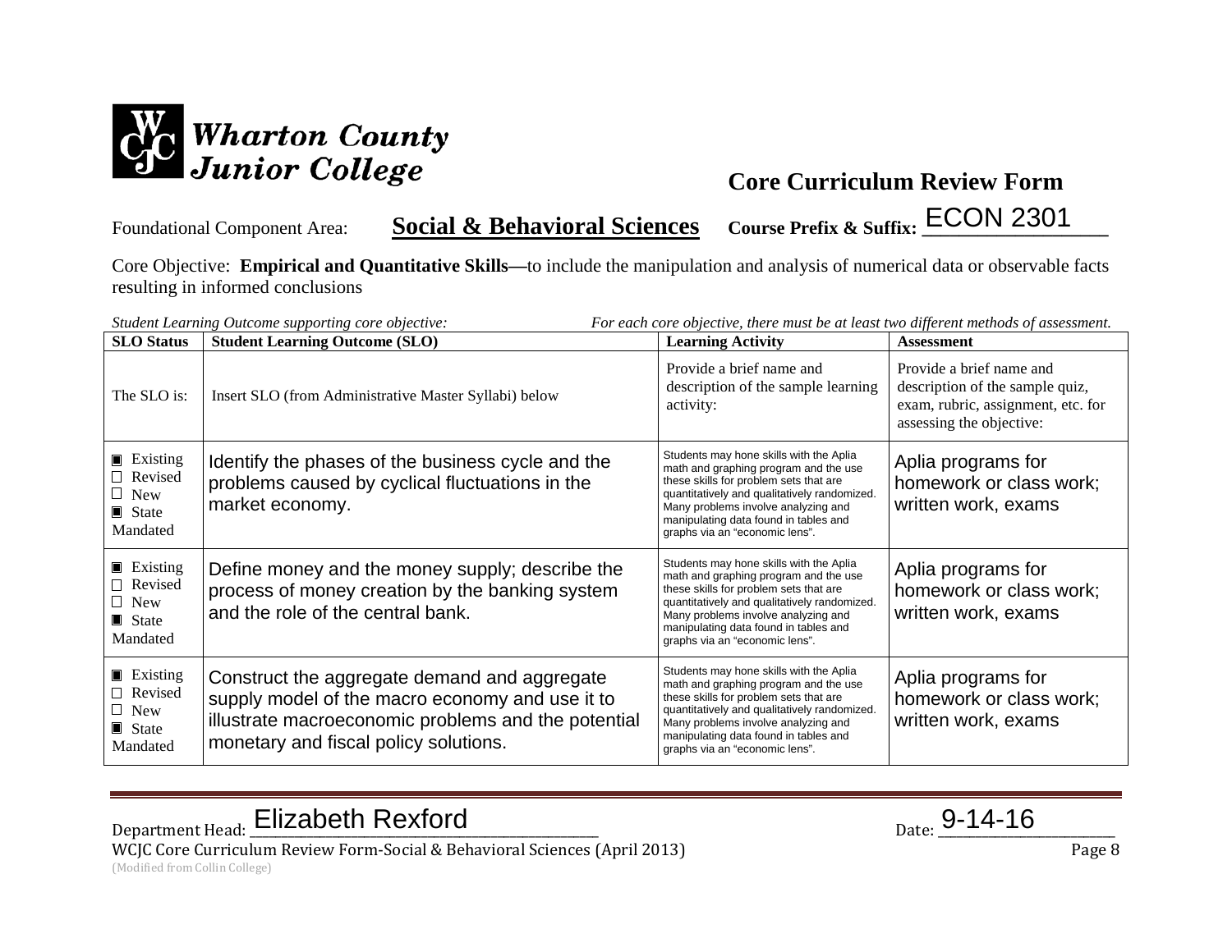Wharton County Junior College

# Core Curriculum Review Form

Foundational Component Area: **Social & Behavioral Sciences** **Course Prefix & Suffix:** ECON 2301

Core Objective: **Empirical and Quantitative Skills—**to include the manipulation and analysis of numerical data or observable facts resulting in informed conclusions

*Student Learning Outcome supporting core objective:* *For each core objective, there must be at least two different methods of assessment.*

| SLO Status | Student Learning Outcome (SLO) | Learning Activity | Assessment |
|---|---|---|---|
| The SLO is: | Insert SLO (from Administrative Master Syllabi) below | Provide a brief name and description of the sample learning activity: | Provide a brief name and description of the sample quiz, exam, rubric, assignment, etc. for assessing the objective: |
| ■ Existing □ Revised □ New ■ State Mandated | Identify the phases of the business cycle and the problems caused by cyclical fluctuations in the market economy. | Students may hone skills with the Aplia math and graphing program and the use these skills for problem sets that are quantitatively and qualitatively randomized. Many problems involve analyzing and manipulating data found in tables and graphs via an "economic lens". | Aplia programs for homework or class work; written work, exams |
| ■ Existing □ Revised □ New ■ State Mandated | Define money and the money supply; describe the process of money creation by the banking system and the role of the central bank. | Students may hone skills with the Aplia math and graphing program and the use these skills for problem sets that are quantitatively and qualitatively randomized. Many problems involve analyzing and manipulating data found in tables and graphs via an "economic lens". | Aplia programs for homework or class work; written work, exams |
| ■ Existing □ Revised □ New ■ State Mandated | Construct the aggregate demand and aggregate supply model of the macro economy and use it to illustrate macroeconomic problems and the potential monetary and fiscal policy solutions. | Students may hone skills with the Aplia math and graphing program and the use these skills for problem sets that are quantitatively and qualitatively randomized. Many problems involve analyzing and manipulating data found in tables and graphs via an "economic lens". | Aplia programs for homework or class work; written work, exams |

Department Head: Elizabeth Rexford Date: 9-14-16

WCJC Core Curriculum Review Form-Social & Behavioral Sciences (April 2013)
(Modified from Collin College)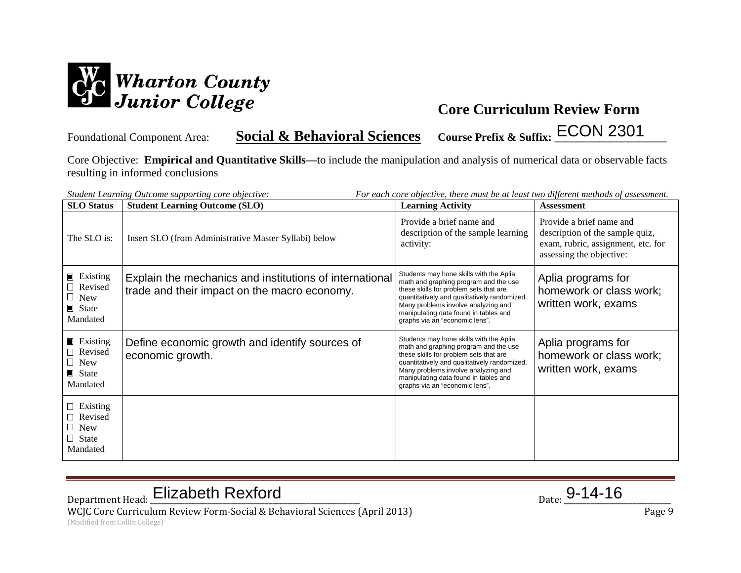**Wharton County Junior College**

## Core Curriculum Review Form

Foundational Component Area: **Social & Behavioral Sciences** **Course Prefix & Suffix:** ECON 2301

Core Objective: **Empirical and Quantitative Skills—**to include the manipulation and analysis of numerical data or observable facts resulting in informed conclusions

*Student Learning Outcome supporting core objective:* *For each core objective, there must be at least two different methods of assessment.*

| SLO Status | Student Learning Outcome (SLO) | Learning Activity | Assessment |
|---|---|---|---|
| The SLO is: | Insert SLO (from Administrative Master Syllabi) below | Provide a brief name and description of the sample learning activity: | Provide a brief name and description of the sample quiz, exam, rubric, assignment, etc. for assessing the objective: |
| ■ Existing ☐ Revised ☐ New ■ State Mandated | Explain the mechanics and institutions of international trade and their impact on the macro economy. | Students may hone skills with the Aplia math and graphing program and the use these skills for problem sets that are quantitatively and qualitatively randomized. Many problems involve analyzing and manipulating data found in tables and graphs via an "economic lens". | Aplia programs for homework or class work; written work, exams |
| ■ Existing ☐ Revised ☐ New ■ State Mandated | Define economic growth and identify sources of economic growth. | Students may hone skills with the Aplia math and graphing program and the use these skills for problem sets that are quantitatively and qualitatively randomized. Many problems involve analyzing and manipulating data found in tables and graphs via an "economic lens". | Aplia programs for homework or class work; written work, exams |
| ☐ Existing ☐ Revised ☐ New ☐ State Mandated | | | |

Department Head: Elizabeth Rexford Date: 9-14-16

WCJC Core Curriculum Review Form-Social & Behavioral Sciences (April 2013)
(Modified from Collin College)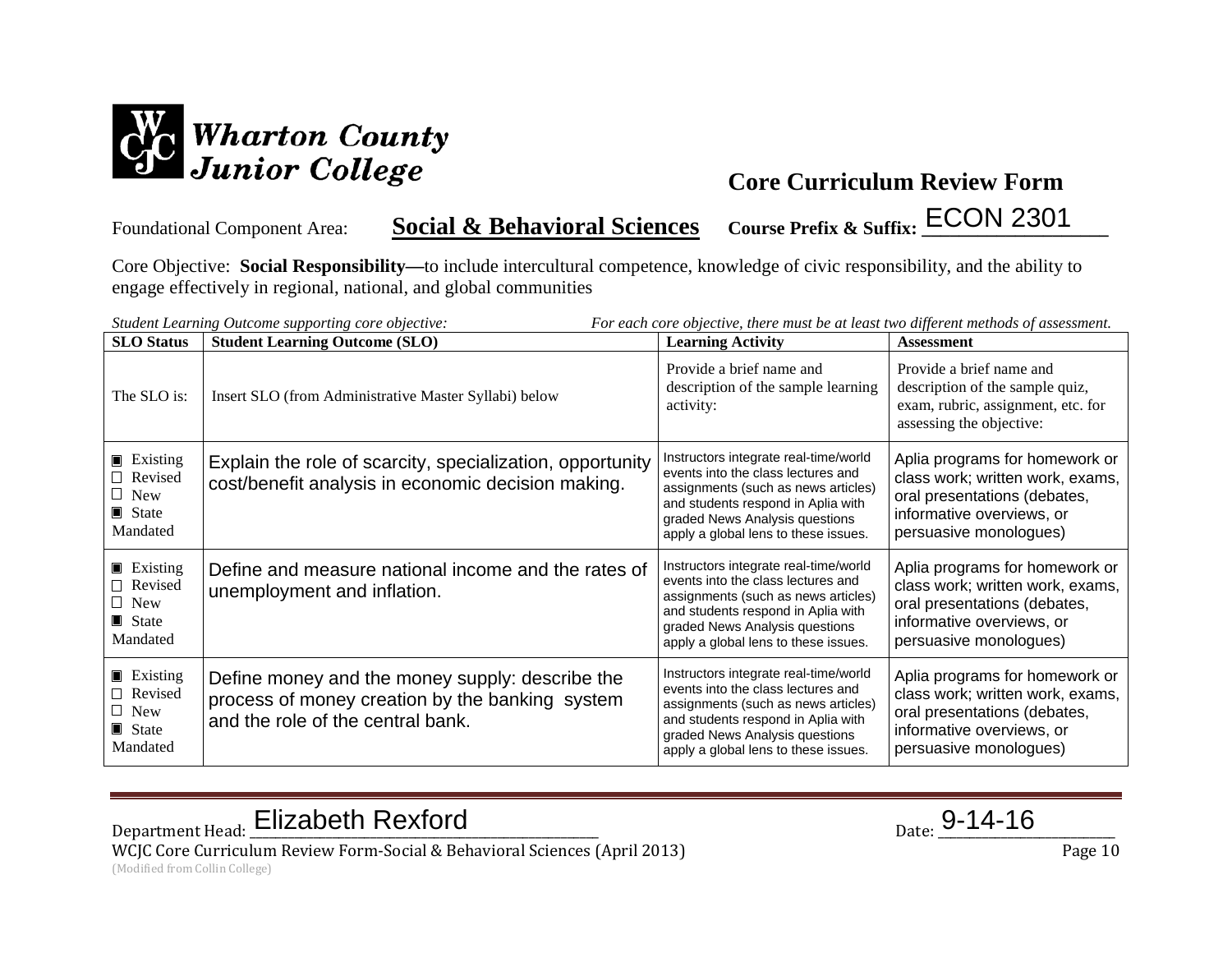**Wharton County Junior College**

## Core Curriculum Review Form

Foundational Component Area: **Social & Behavioral Sciences** **Course Prefix & Suffix:** ECON 2301

Core Objective: **Social Responsibility—**to include intercultural competence, knowledge of civic responsibility, and the ability to engage effectively in regional, national, and global communities

*Student Learning Outcome supporting core objective:* *For each core objective, there must be at least two different methods of assessment.*

| SLO Status | Student Learning Outcome (SLO) | Learning Activity | Assessment |
|---|---|---|---|
| The SLO is: | Insert SLO (from Administrative Master Syllabi) below | Provide a brief name and description of the sample learning activity: | Provide a brief name and description of the sample quiz, exam, rubric, assignment, etc. for assessing the objective: |
| ■ Existing<br>☐ Revised<br>☐ New<br>■ State Mandated | Explain the role of scarcity, specialization, opportunity cost/benefit analysis in economic decision making. | Instructors integrate real-time/world events into the class lectures and assignments (such as news articles) and students respond in Aplia with graded News Analysis questions apply a global lens to these issues. | Aplia programs for homework or class work; written work, exams, oral presentations (debates, informative overviews, or persuasive monologues) |
| ■ Existing<br>☐ Revised<br>☐ New<br>■ State Mandated | Define and measure national income and the rates of unemployment and inflation. | Instructors integrate real-time/world events into the class lectures and assignments (such as news articles) and students respond in Aplia with graded News Analysis questions apply a global lens to these issues. | Aplia programs for homework or class work; written work, exams, oral presentations (debates, informative overviews, or persuasive monologues) |
| ■ Existing<br>☐ Revised<br>☐ New<br>■ State Mandated | Define money and the money supply: describe the process of money creation by the banking system and the role of the central bank. | Instructors integrate real-time/world events into the class lectures and assignments (such as news articles) and students respond in Aplia with graded News Analysis questions apply a global lens to these issues. | Aplia programs for homework or class work; written work, exams, oral presentations (debates, informative overviews, or persuasive monologues) |

Department Head: Elizabeth Rexford Date: 9-14-16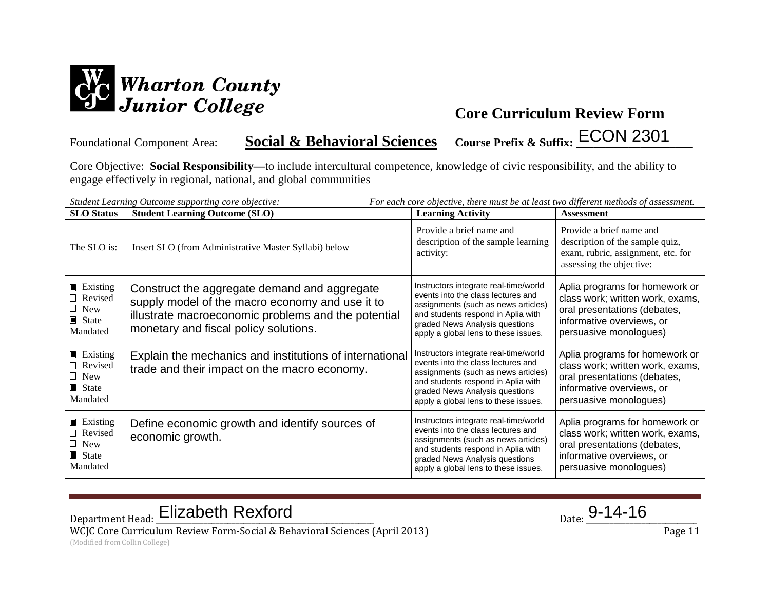Wharton County Junior College

## Core Curriculum Review Form

Foundational Component Area: **Social & Behavioral Sciences** **Course Prefix & Suffix:** ECON 2301

Core Objective: **Social Responsibility—**to include intercultural competence, knowledge of civic responsibility, and the ability to engage effectively in regional, national, and global communities

*Student Learning Outcome supporting core objective:* *For each core objective, there must be at least two different methods of assessment.*

| SLO Status | Student Learning Outcome (SLO) | Learning Activity | Assessment |
|---|---|---|---|
| The SLO is: | Insert SLO (from Administrative Master Syllabi) below | Provide a brief name and description of the sample learning activity: | Provide a brief name and description of the sample quiz, exam, rubric, assignment, etc. for assessing the objective: |
| ■ Existing<br>☐ Revised<br>☐ New<br>■ State Mandated | Construct the aggregate demand and aggregate supply model of the macro economy and use it to illustrate macroeconomic problems and the potential monetary and fiscal policy solutions. | Instructors integrate real-time/world events into the class lectures and assignments (such as news articles) and students respond in Aplia with graded News Analysis questions apply a global lens to these issues. | Aplia programs for homework or class work; written work, exams, oral presentations (debates, informative overviews, or persuasive monologues) |
| ■ Existing<br>☐ Revised<br>☐ New<br>■ State Mandated | Explain the mechanics and institutions of international trade and their impact on the macro economy. | Instructors integrate real-time/world events into the class lectures and assignments (such as news articles) and students respond in Aplia with graded News Analysis questions apply a global lens to these issues. | Aplia programs for homework or class work; written work, exams, oral presentations (debates, informative overviews, or persuasive monologues) |
| ■ Existing<br>☐ Revised<br>☐ New<br>■ State Mandated | Define economic growth and identify sources of economic growth. | Instructors integrate real-time/world events into the class lectures and assignments (such as news articles) and students respond in Aplia with graded News Analysis questions apply a global lens to these issues. | Aplia programs for homework or class work; written work, exams, oral presentations (debates, informative overviews, or persuasive monologues) |

Department Head: Elizabeth Rexford Date: 9-14-16

WCJC Core Curriculum Review Form-Social & Behavioral Sciences (April 2013)
(Modified from Collin College)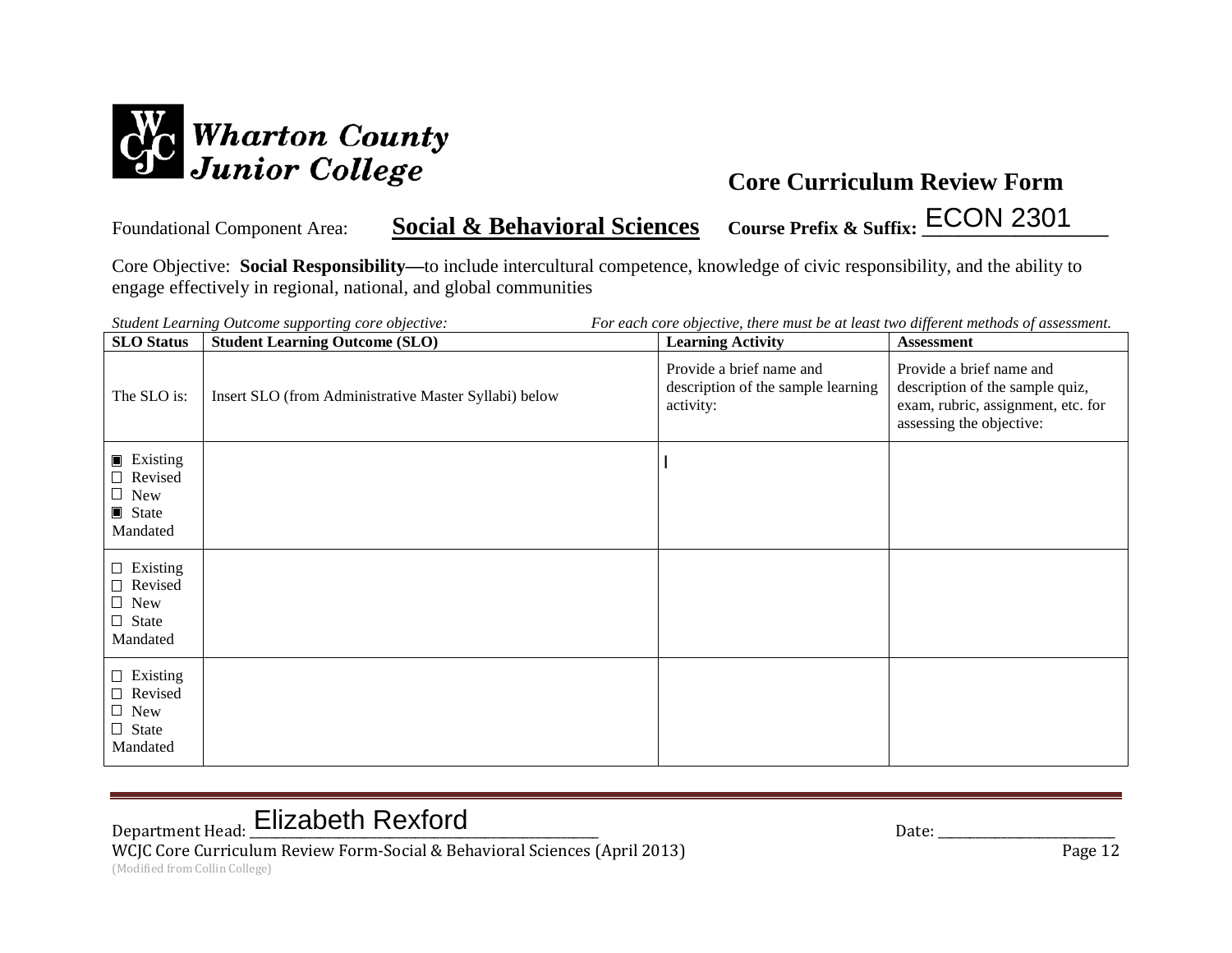Wharton County Junior College

# Core Curriculum Review Form

Foundational Component Area: **Social & Behavioral Sciences** **Course Prefix & Suffix:** ECON 2301

Core Objective: **Social Responsibility—**to include intercultural competence, knowledge of civic responsibility, and the ability to engage effectively in regional, national, and global communities

*Student Learning Outcome supporting core objective:* *For each core objective, there must be at least two different methods of assessment.*

| SLO Status | Student Learning Outcome (SLO) | Learning Activity | Assessment |
|---|---|---|---|
| The SLO is: | Insert SLO (from Administrative Master Syllabi) below | Provide a brief name and description of the sample learning activity: | Provide a brief name and description of the sample quiz, exam, rubric, assignment, etc. for assessing the objective: |
| ▣ Existing<br>☐ Revised<br>☐ New<br>▣ State Mandated | | I | |
| ☐ Existing<br>☐ Revised<br>☐ New<br>☐ State Mandated | | | |
| ☐ Existing<br>☐ Revised<br>☐ New<br>☐ State Mandated | | | |

Department Head: Elizabeth Rexford Date: ____________

WCJC Core Curriculum Review Form-Social & Behavioral Sciences (April 2013)

(Modified from Collin College)